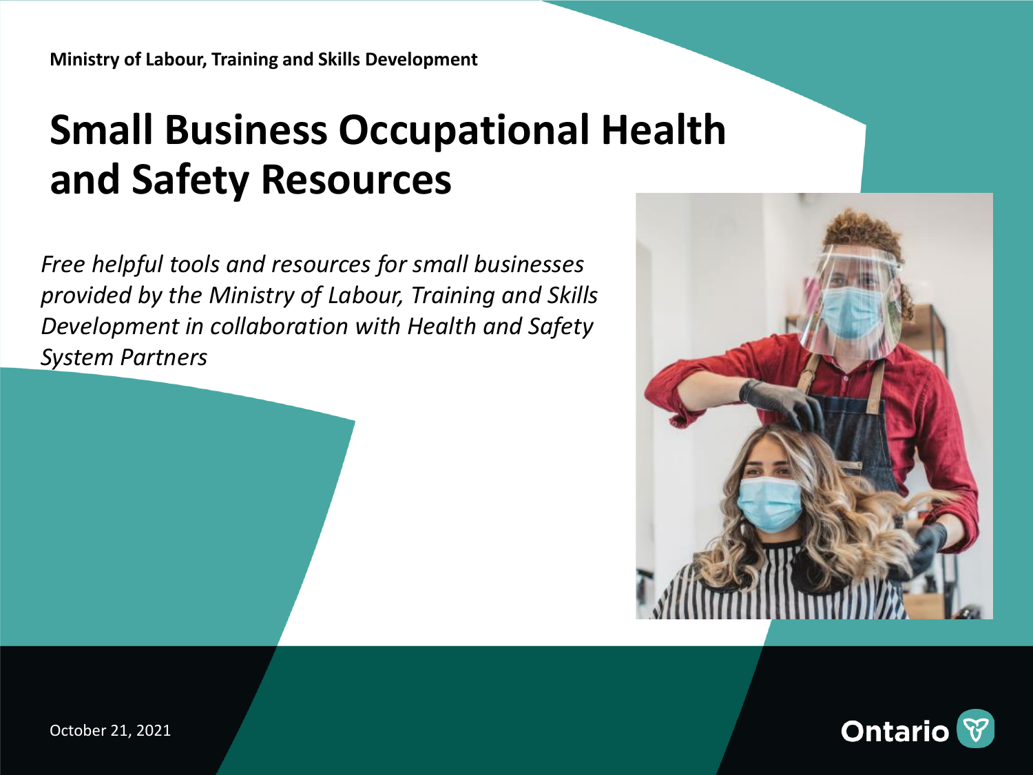Ministry of Labour, Training and Skills Development

# Small Business Occupational Health and Safety Resources

*Free helpful tools and resources for small businesses provided by the Ministry of Labour, Training and Skills Development in collaboration with Health and Safety System Partners*

October 21, 2021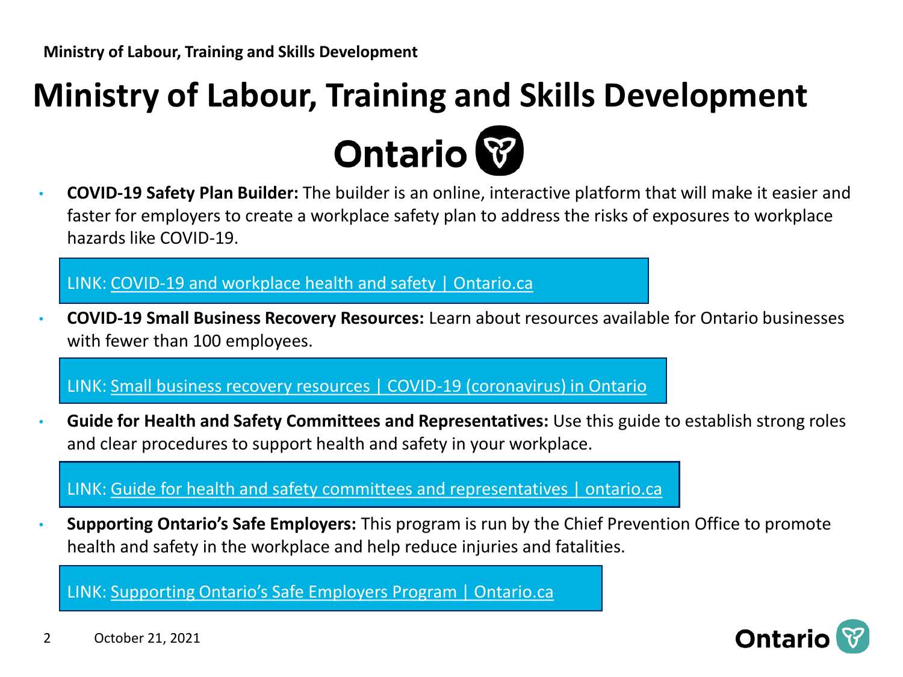# Ministry of Labour, Training and Skills Development

Ontario

- **COVID-19 Safety Plan Builder:** The builder is an online, interactive platform that will make it easier and faster for employers to create a workplace safety plan to address the risks of exposures to workplace hazards like COVID-19.

LINK: COVID-19 and workplace health and safety | Ontario.ca

- **COVID-19 Small Business Recovery Resources:** Learn about resources available for Ontario businesses with fewer than 100 employees.

LINK: Small business recovery resources | COVID-19 (coronavirus) in Ontario

- **Guide for Health and Safety Committees and Representatives:** Use this guide to establish strong roles and clear procedures to support health and safety in your workplace.

LINK: Guide for health and safety committees and representatives | ontario.ca

- **Supporting Ontario's Safe Employers:** This program is run by the Chief Prevention Office to promote health and safety in the workplace and help reduce injuries and fatalities.

LINK: Supporting Ontario's Safe Employers Program | Ontario.ca

October 21, 2021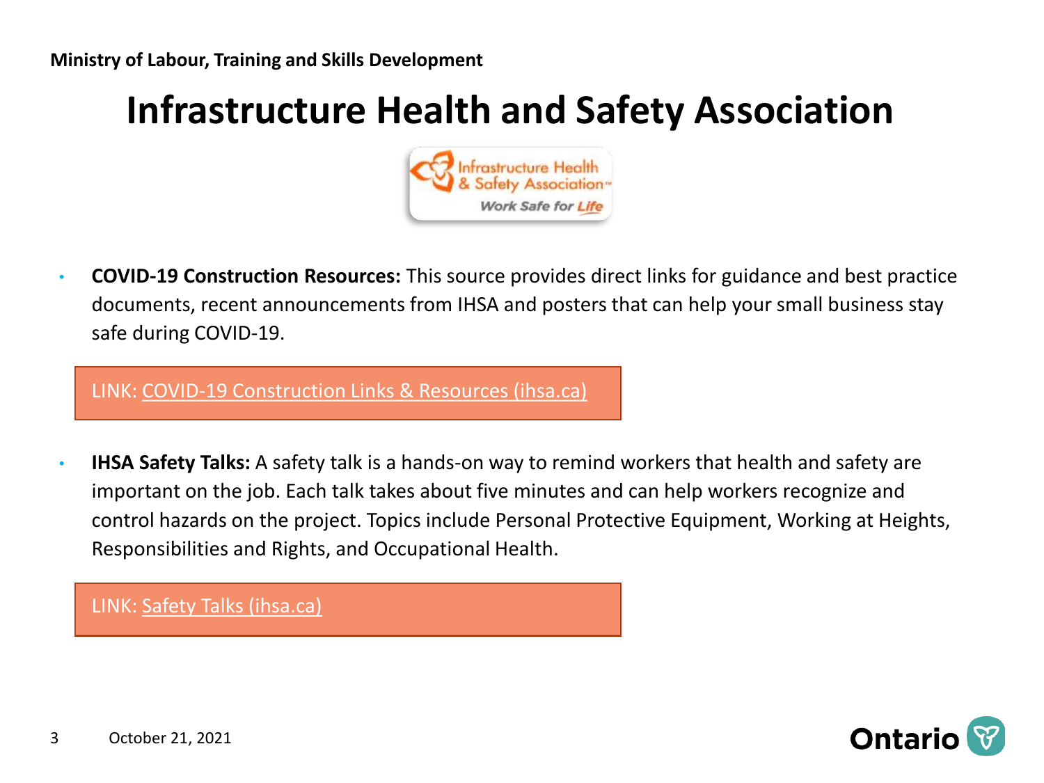Ministry of Labour, Training and Skills Development

# Infrastructure Health and Safety Association

- **COVID-19 Construction Resources:** This source provides direct links for guidance and best practice documents, recent announcements from IHSA and posters that can help your small business stay safe during COVID-19.

LINK: COVID-19 Construction Links & Resources (ihsa.ca)

- **IHSA Safety Talks:** A safety talk is a hands-on way to remind workers that health and safety are important on the job. Each talk takes about five minutes and can help workers recognize and control hazards on the project. Topics include Personal Protective Equipment, Working at Heights, Responsibilities and Rights, and Occupational Health.

LINK: Safety Talks (ihsa.ca)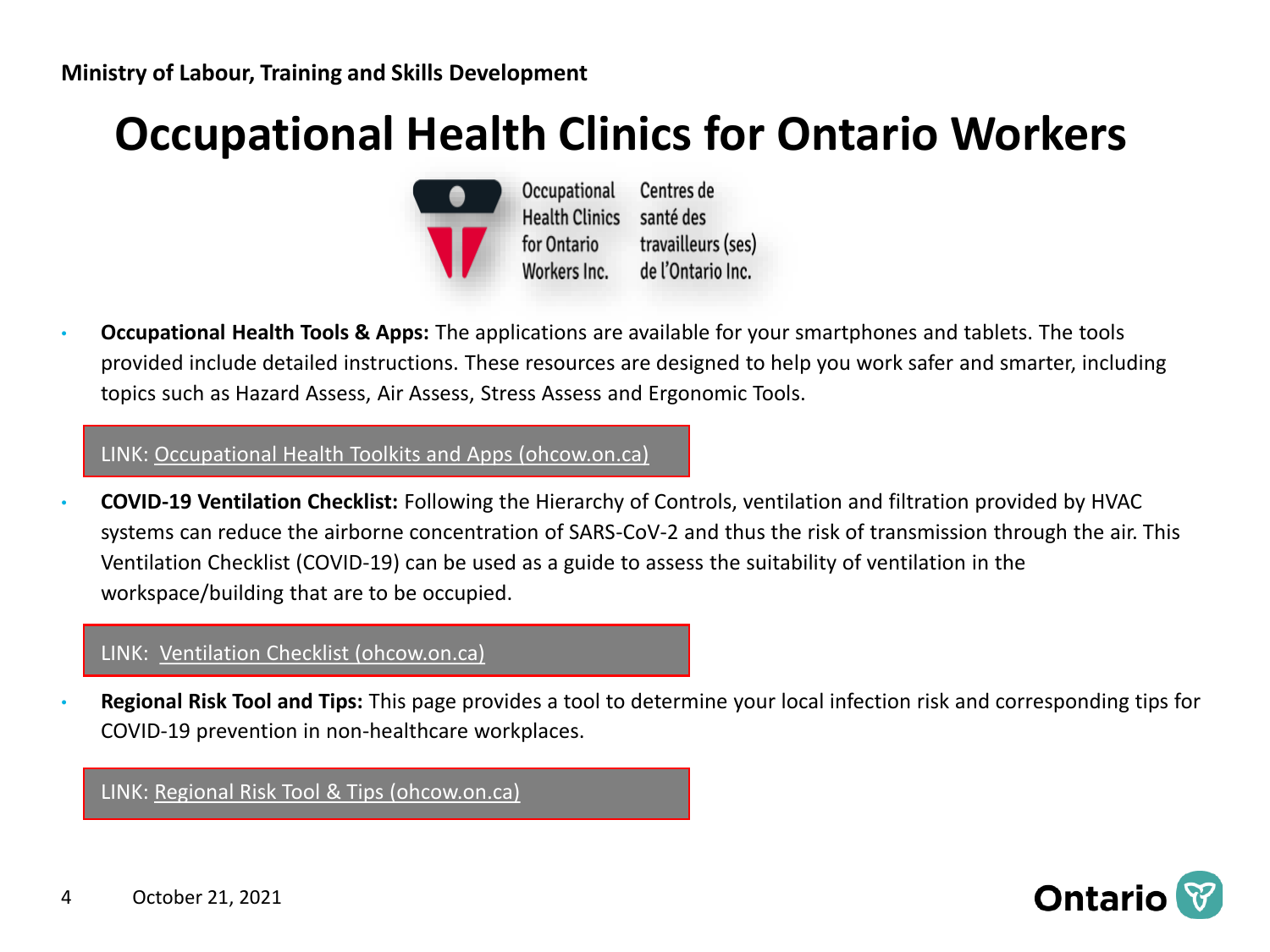Ministry of Labour, Training and Skills Development

# Occupational Health Clinics for Ontario Workers

Occupational Health Clinics for Ontario Workers Inc.
Centres de santé des travailleurs (ses) de l'Ontario Inc.

- **Occupational Health Tools & Apps:** The applications are available for your smartphones and tablets. The tools provided include detailed instructions. These resources are designed to help you work safer and smarter, including topics such as Hazard Assess, Air Assess, Stress Assess and Ergonomic Tools.

LINK: Occupational Health Toolkits and Apps (ohcow.on.ca)

- **COVID-19 Ventilation Checklist:** Following the Hierarchy of Controls, ventilation and filtration provided by HVAC systems can reduce the airborne concentration of SARS-CoV-2 and thus the risk of transmission through the air. This Ventilation Checklist (COVID-19) can be used as a guide to assess the suitability of ventilation in the workspace/building that are to be occupied.

LINK: Ventilation Checklist (ohcow.on.ca)

- **Regional Risk Tool and Tips:** This page provides a tool to determine your local infection risk and corresponding tips for COVID-19 prevention in non-healthcare workplaces.

LINK: Regional Risk Tool & Tips (ohcow.on.ca)

October 21, 2021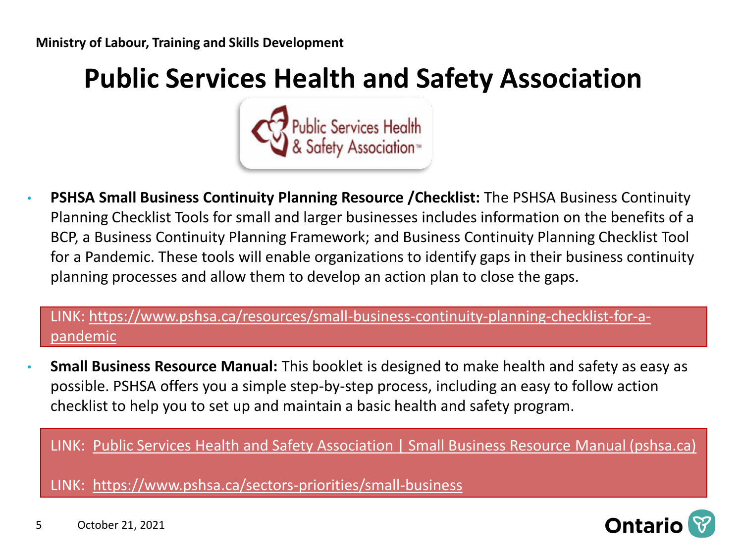Ministry of Labour, Training and Skills Development

# Public Services Health and Safety Association

- **PSHSA Small Business Continuity Planning Resource /Checklist:** The PSHSA Business Continuity Planning Checklist Tools for small and larger businesses includes information on the benefits of a BCP, a Business Continuity Planning Framework; and Business Continuity Planning Checklist Tool for a Pandemic. These tools will enable organizations to identify gaps in their business continuity planning processes and allow them to develop an action plan to close the gaps.

LINK: https://www.pshsa.ca/resources/small-business-continuity-planning-checklist-for-a-pandemic

- **Small Business Resource Manual:** This booklet is designed to make health and safety as easy as possible. PSHSA offers you a simple step-by-step process, including an easy to follow action checklist to help you to set up and maintain a basic health and safety program.

LINK: Public Services Health and Safety Association | Small Business Resource Manual (pshsa.ca)

LINK: https://www.pshsa.ca/sectors-priorities/small-business

October 21, 2021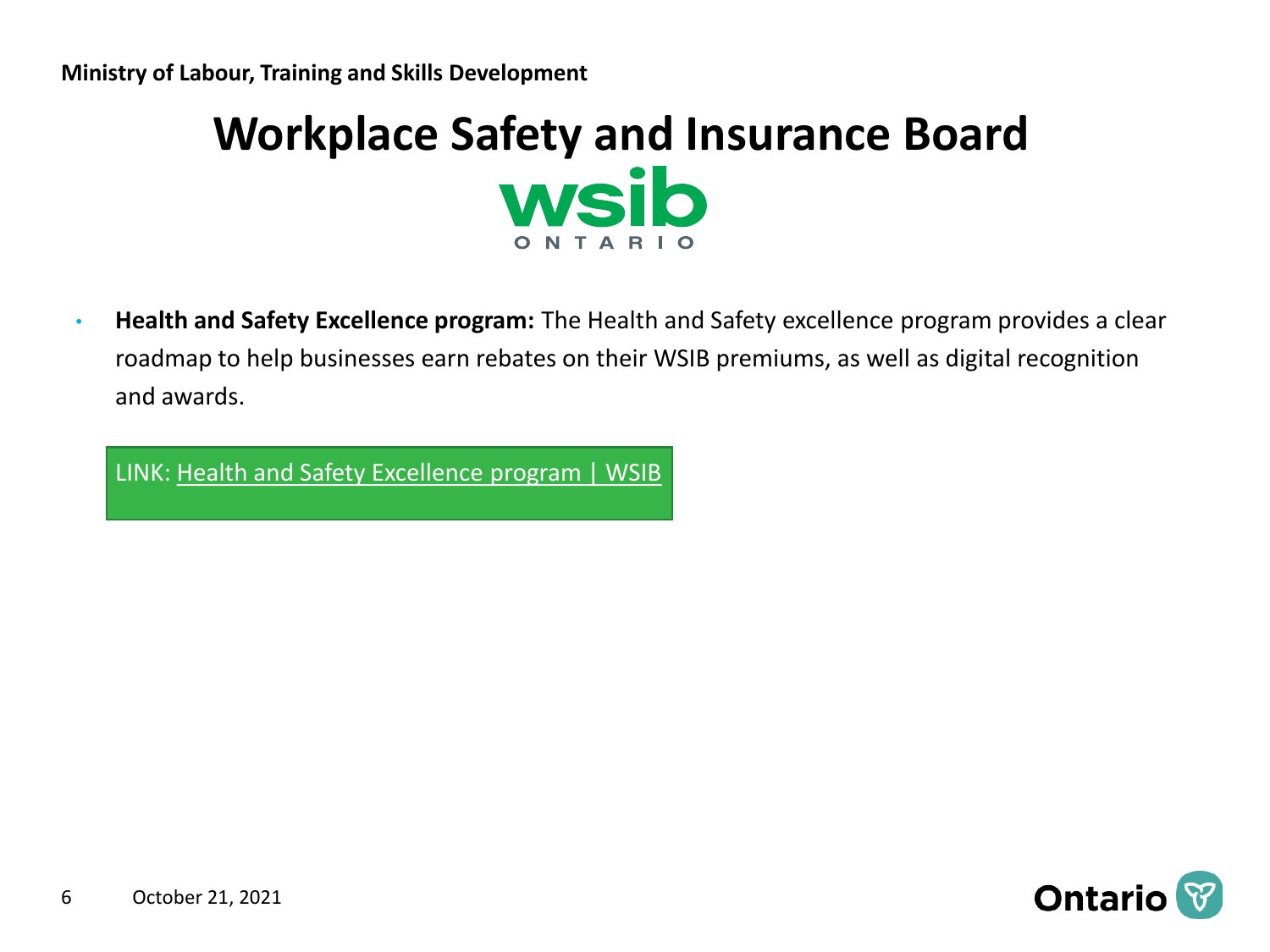Ministry of Labour, Training and Skills Development

# Workplace Safety and Insurance Board

wsib
ONTARIO

- **Health and Safety Excellence program:** The Health and Safety excellence program provides a clear roadmap to help businesses earn rebates on their WSIB premiums, as well as digital recognition and awards.

LINK: Health and Safety Excellence program | WSIB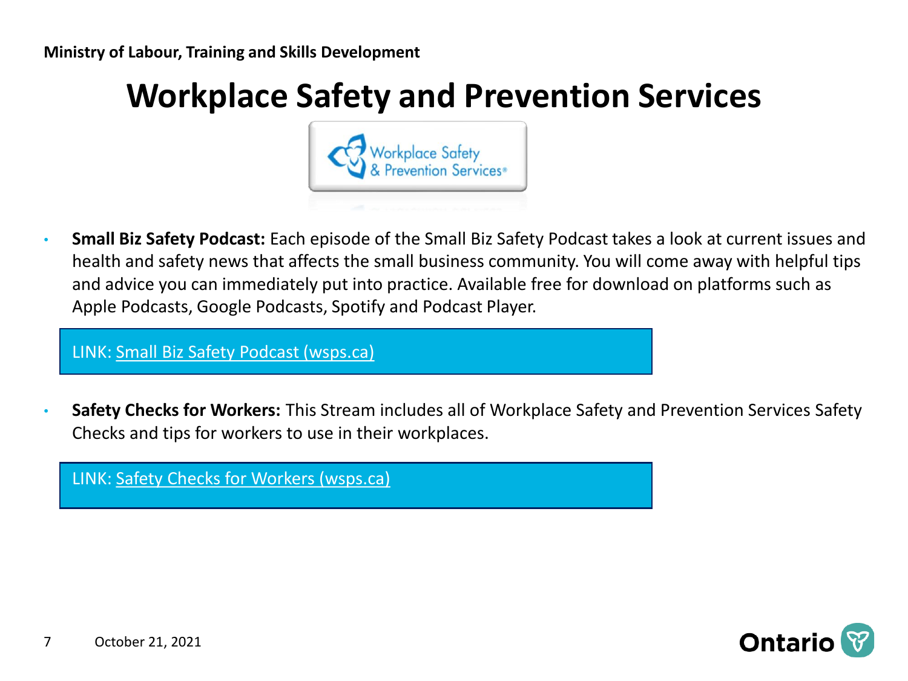Ministry of Labour, Training and Skills Development

# Workplace Safety and Prevention Services

- **Small Biz Safety Podcast:** Each episode of the Small Biz Safety Podcast takes a look at current issues and health and safety news that affects the small business community. You will come away with helpful tips and advice you can immediately put into practice. Available free for download on platforms such as Apple Podcasts, Google Podcasts, Spotify and Podcast Player.

LINK: Small Biz Safety Podcast (wsps.ca)

- **Safety Checks for Workers:** This Stream includes all of Workplace Safety and Prevention Services Safety Checks and tips for workers to use in their workplaces.

LINK: Safety Checks for Workers (wsps.ca)

October 21, 2021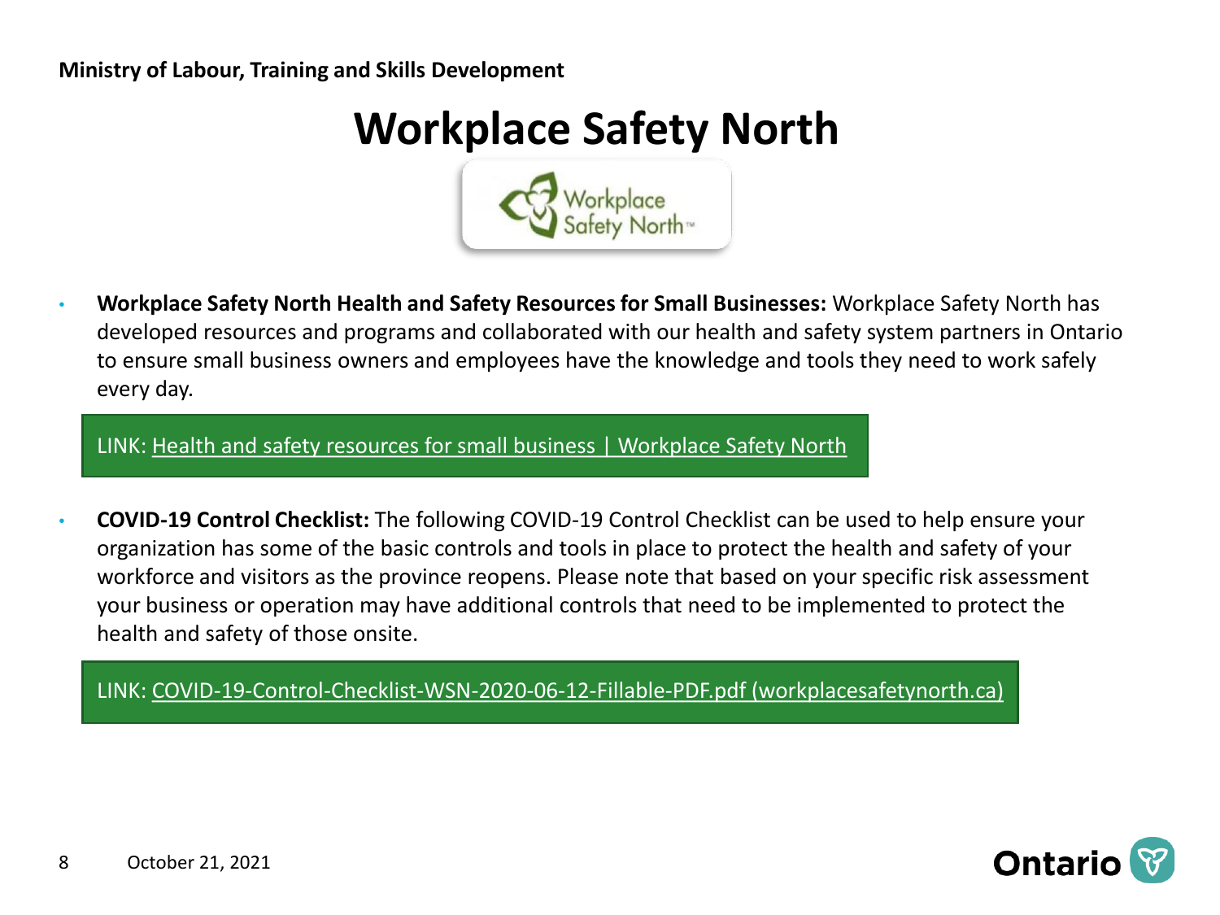**Ministry of Labour, Training and Skills Development**

# Workplace Safety North

- **Workplace Safety North Health and Safety Resources for Small Businesses:** Workplace Safety North has developed resources and programs and collaborated with our health and safety system partners in Ontario to ensure small business owners and employees have the knowledge and tools they need to work safely every day.

LINK: Health and safety resources for small business | Workplace Safety North

- **COVID-19 Control Checklist:** The following COVID-19 Control Checklist can be used to help ensure your organization has some of the basic controls and tools in place to protect the health and safety of your workforce and visitors as the province reopens. Please note that based on your specific risk assessment your business or operation may have additional controls that need to be implemented to protect the health and safety of those onsite.

LINK: COVID-19-Control-Checklist-WSN-2020-06-12-Fillable-PDF.pdf (workplacesafetynorth.ca)

October 21, 2021